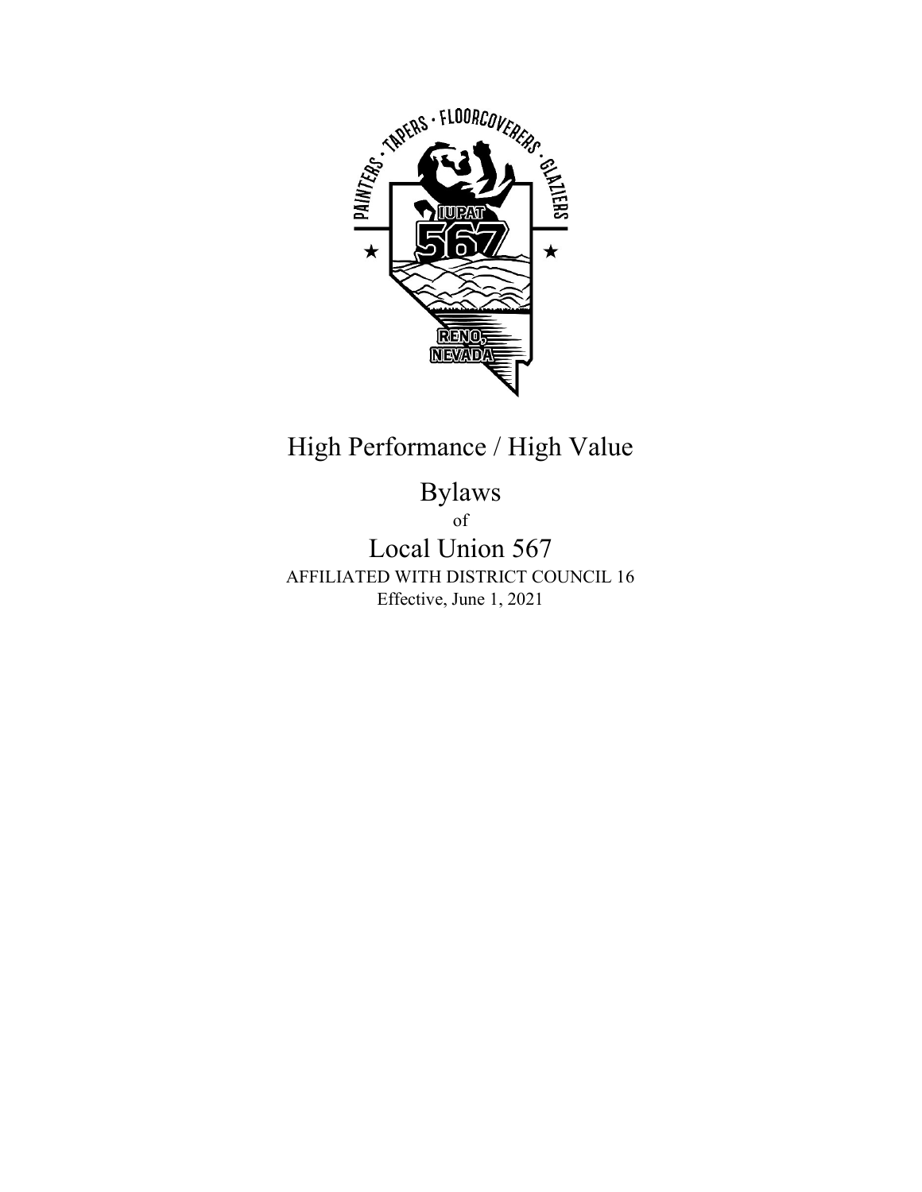High Performance / High Value

# Bylaws

of

# Local Union 567

AFFILIATED WITH DISTRICT COUNCIL 16

Effective, June 1, 2021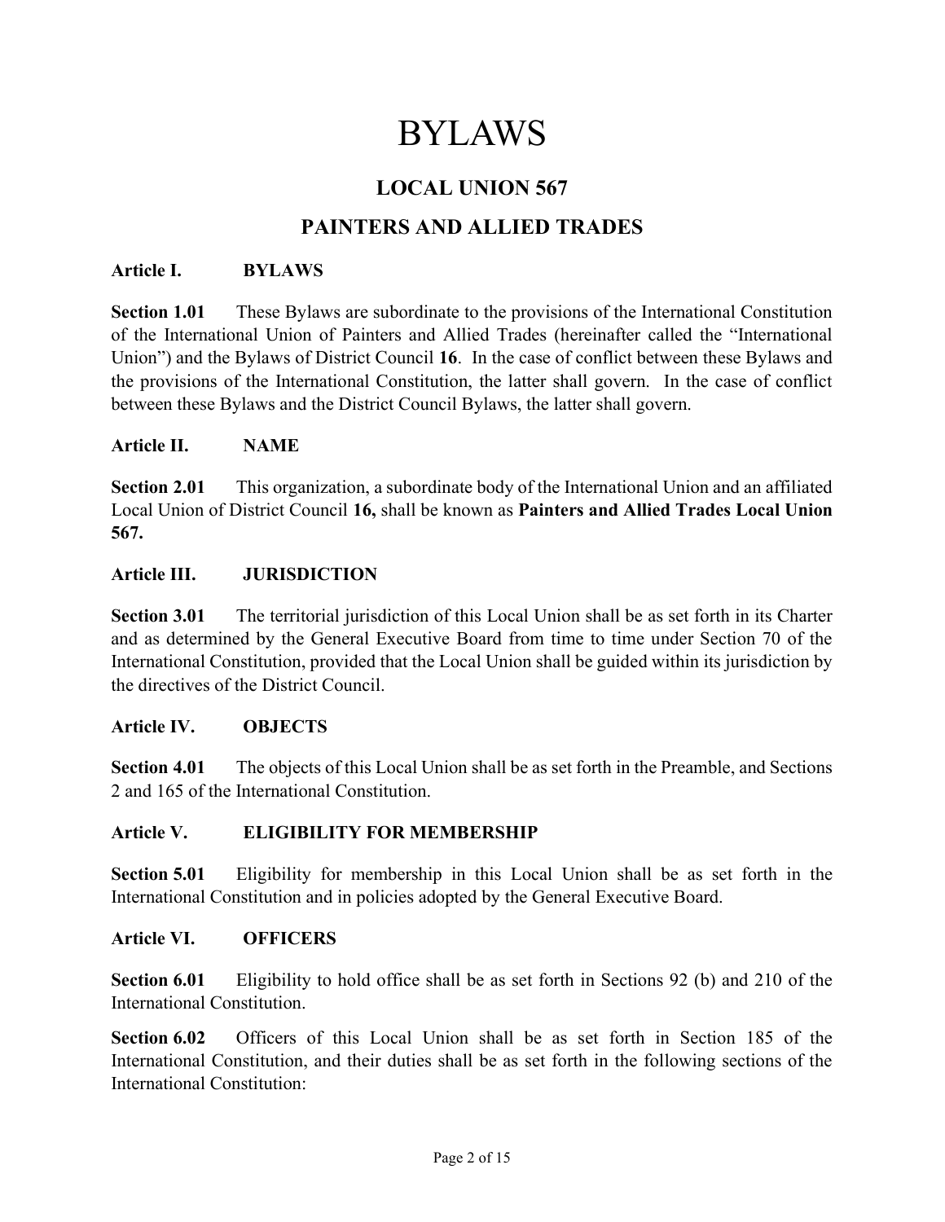# BYLAWS

## LOCAL UNION 567

## PAINTERS AND ALLIED TRADES

### Article I. BYLAWS

**Section 1.01** These Bylaws are subordinate to the provisions of the International Constitution of the International Union of Painters and Allied Trades (hereinafter called the "International Union") and the Bylaws of District Council **16**. In the case of conflict between these Bylaws and the provisions of the International Constitution, the latter shall govern. In the case of conflict between these Bylaws and the District Council Bylaws, the latter shall govern.

### Article II. NAME

**Section 2.01** This organization, a subordinate body of the International Union and an affiliated Local Union of District Council **16,** shall be known as **Painters and Allied Trades Local Union 567.**

### Article III. JURISDICTION

**Section 3.01** The territorial jurisdiction of this Local Union shall be as set forth in its Charter and as determined by the General Executive Board from time to time under Section 70 of the International Constitution, provided that the Local Union shall be guided within its jurisdiction by the directives of the District Council.

### Article IV. OBJECTS

**Section 4.01** The objects of this Local Union shall be as set forth in the Preamble, and Sections 2 and 165 of the International Constitution.

### Article V. ELIGIBILITY FOR MEMBERSHIP

**Section 5.01** Eligibility for membership in this Local Union shall be as set forth in the International Constitution and in policies adopted by the General Executive Board.

### Article VI. OFFICERS

**Section 6.01** Eligibility to hold office shall be as set forth in Sections 92 (b) and 210 of the International Constitution.

**Section 6.02** Officers of this Local Union shall be as set forth in Section 185 of the International Constitution, and their duties shall be as set forth in the following sections of the International Constitution: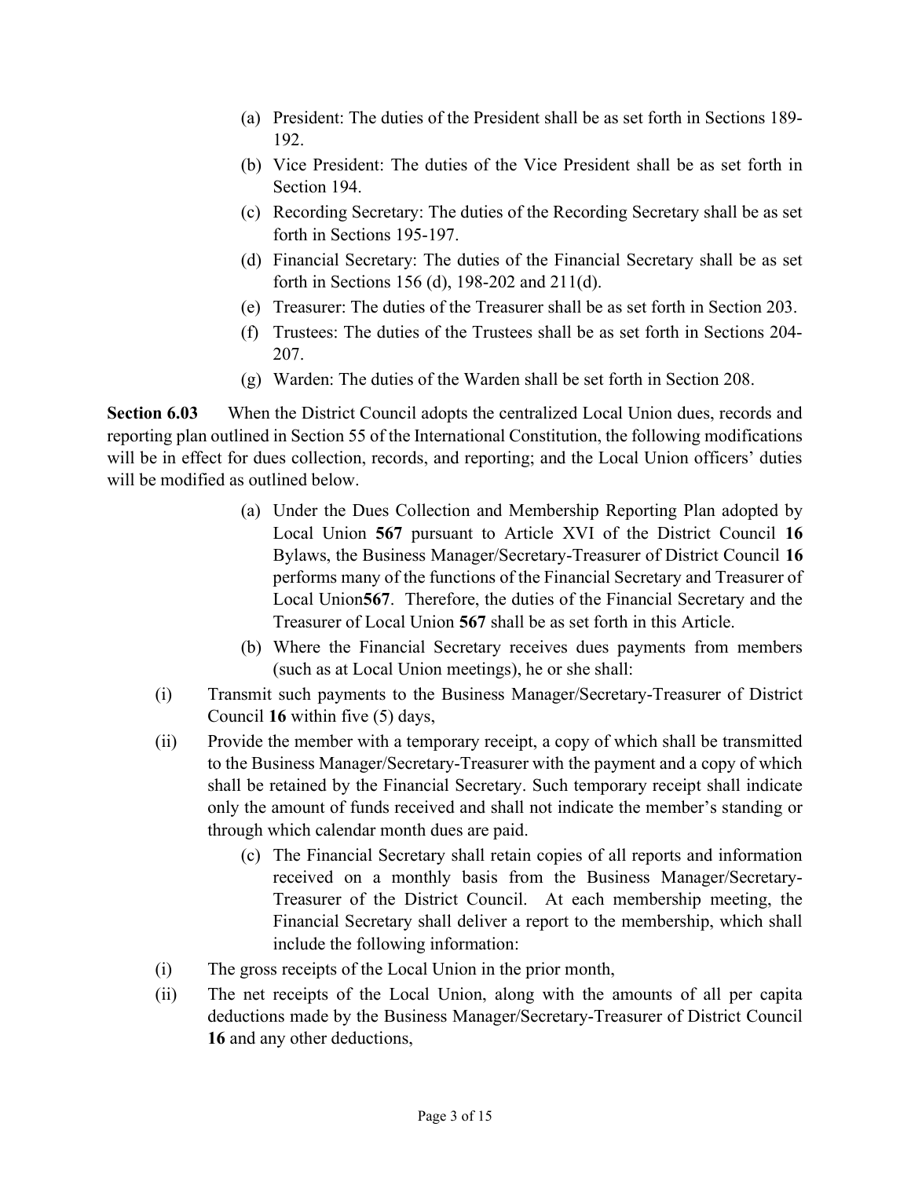- (a) President: The duties of the President shall be as set forth in Sections 189-192.
- (b) Vice President: The duties of the Vice President shall be as set forth in Section 194.
- (c) Recording Secretary: The duties of the Recording Secretary shall be as set forth in Sections 195-197.
- (d) Financial Secretary: The duties of the Financial Secretary shall be as set forth in Sections 156 (d), 198-202 and 211(d).
- (e) Treasurer: The duties of the Treasurer shall be as set forth in Section 203.
- (f) Trustees: The duties of the Trustees shall be as set forth in Sections 204-207.
- (g) Warden: The duties of the Warden shall be set forth in Section 208.

**Section 6.03** When the District Council adopts the centralized Local Union dues, records and reporting plan outlined in Section 55 of the International Constitution, the following modifications will be in effect for dues collection, records, and reporting; and the Local Union officers' duties will be modified as outlined below.

- (a) Under the Dues Collection and Membership Reporting Plan adopted by Local Union **567** pursuant to Article XVI of the District Council **16** Bylaws, the Business Manager/Secretary-Treasurer of District Council **16** performs many of the functions of the Financial Secretary and Treasurer of Local Union**567**. Therefore, the duties of the Financial Secretary and the Treasurer of Local Union **567** shall be as set forth in this Article.
- (b) Where the Financial Secretary receives dues payments from members (such as at Local Union meetings), he or she shall:

(i) Transmit such payments to the Business Manager/Secretary-Treasurer of District Council **16** within five (5) days,

(ii) Provide the member with a temporary receipt, a copy of which shall be transmitted to the Business Manager/Secretary-Treasurer with the payment and a copy of which shall be retained by the Financial Secretary. Such temporary receipt shall indicate only the amount of funds received and shall not indicate the member's standing or through which calendar month dues are paid.

- (c) The Financial Secretary shall retain copies of all reports and information received on a monthly basis from the Business Manager/Secretary-Treasurer of the District Council. At each membership meeting, the Financial Secretary shall deliver a report to the membership, which shall include the following information:

(i) The gross receipts of the Local Union in the prior month,

(ii) The net receipts of the Local Union, along with the amounts of all per capita deductions made by the Business Manager/Secretary-Treasurer of District Council **16** and any other deductions,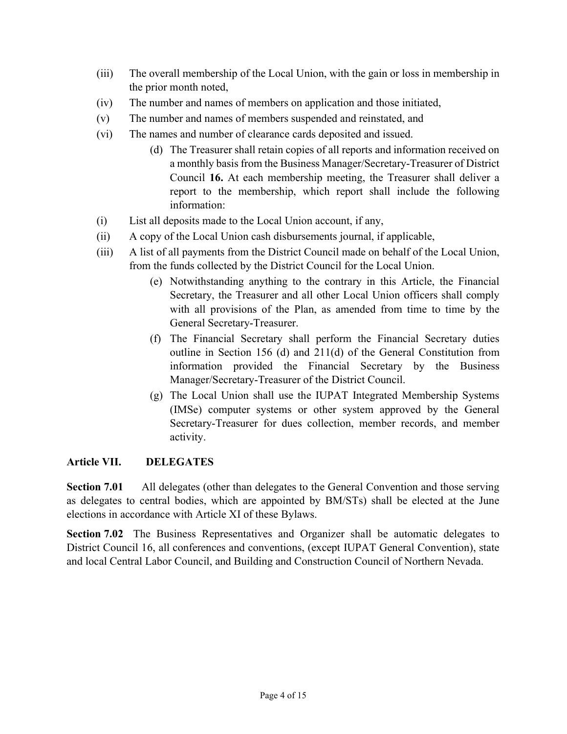(iii) The overall membership of the Local Union, with the gain or loss in membership in the prior month noted,

(iv) The number and names of members on application and those initiated,

(v) The number and names of members suspended and reinstated, and

(vi) The names and number of clearance cards deposited and issued.

(d) The Treasurer shall retain copies of all reports and information received on a monthly basis from the Business Manager/Secretary-Treasurer of District Council **16.** At each membership meeting, the Treasurer shall deliver a report to the membership, which report shall include the following information:

(i) List all deposits made to the Local Union account, if any,

(ii) A copy of the Local Union cash disbursements journal, if applicable,

(iii) A list of all payments from the District Council made on behalf of the Local Union, from the funds collected by the District Council for the Local Union.

(e) Notwithstanding anything to the contrary in this Article, the Financial Secretary, the Treasurer and all other Local Union officers shall comply with all provisions of the Plan, as amended from time to time by the General Secretary-Treasurer.

(f) The Financial Secretary shall perform the Financial Secretary duties outline in Section 156 (d) and 211(d) of the General Constitution from information provided the Financial Secretary by the Business Manager/Secretary-Treasurer of the District Council.

(g) The Local Union shall use the IUPAT Integrated Membership Systems (IMSe) computer systems or other system approved by the General Secretary-Treasurer for dues collection, member records, and member activity.

## Article VII. DELEGATES

**Section 7.01** All delegates (other than delegates to the General Convention and those serving as delegates to central bodies, which are appointed by BM/STs) shall be elected at the June elections in accordance with Article XI of these Bylaws.

**Section 7.02** The Business Representatives and Organizer shall be automatic delegates to District Council 16, all conferences and conventions, (except IUPAT General Convention), state and local Central Labor Council, and Building and Construction Council of Northern Nevada.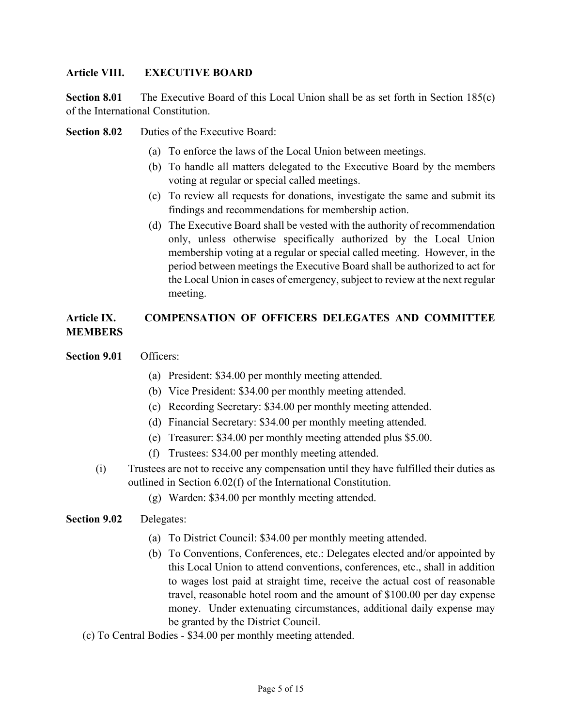**Article VIII. EXECUTIVE BOARD**

**Section 8.01** The Executive Board of this Local Union shall be as set forth in Section 185(c) of the International Constitution.

**Section 8.02** Duties of the Executive Board:

(a) To enforce the laws of the Local Union between meetings.

(b) To handle all matters delegated to the Executive Board by the members voting at regular or special called meetings.

(c) To review all requests for donations, investigate the same and submit its findings and recommendations for membership action.

(d) The Executive Board shall be vested with the authority of recommendation only, unless otherwise specifically authorized by the Local Union membership voting at a regular or special called meeting. However, in the period between meetings the Executive Board shall be authorized to act for the Local Union in cases of emergency, subject to review at the next regular meeting.

**Article IX. COMPENSATION OF OFFICERS DELEGATES AND COMMITTEE MEMBERS**

**Section 9.01** Officers:

(a) President: $34.00 per monthly meeting attended.

(b) Vice President: $34.00 per monthly meeting attended.

(c) Recording Secretary: $34.00 per monthly meeting attended.

(d) Financial Secretary: $34.00 per monthly meeting attended.

(e) Treasurer: $34.00 per monthly meeting attended plus $5.00.

(f) Trustees: $34.00 per monthly meeting attended.

(i) Trustees are not to receive any compensation until they have fulfilled their duties as outlined in Section 6.02(f) of the International Constitution.

(g) Warden: $34.00 per monthly meeting attended.

**Section 9.02** Delegates:

(a) To District Council: $34.00 per monthly meeting attended.

(b) To Conventions, Conferences, etc.: Delegates elected and/or appointed by this Local Union to attend conventions, conferences, etc., shall in addition to wages lost paid at straight time, receive the actual cost of reasonable travel, reasonable hotel room and the amount of $100.00 per day expense money. Under extenuating circumstances, additional daily expense may be granted by the District Council.

(c) To Central Bodies - $34.00 per monthly meeting attended.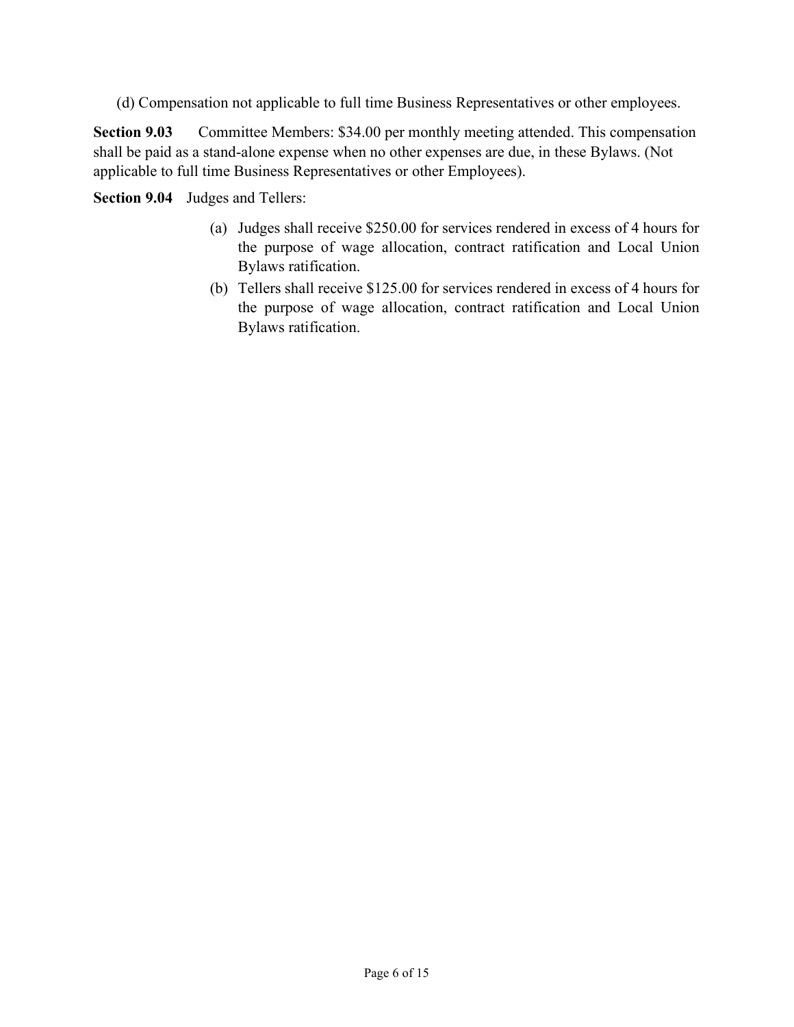(d) Compensation not applicable to full time Business Representatives or other employees.

**Section 9.03** Committee Members: $34.00 per monthly meeting attended. This compensation shall be paid as a stand-alone expense when no other expenses are due, in these Bylaws. (Not applicable to full time Business Representatives or other Employees).

**Section 9.04** Judges and Tellers:

(a) Judges shall receive $250.00 for services rendered in excess of 4 hours for the purpose of wage allocation, contract ratification and Local Union Bylaws ratification.

(b) Tellers shall receive $125.00 for services rendered in excess of 4 hours for the purpose of wage allocation, contract ratification and Local Union Bylaws ratification.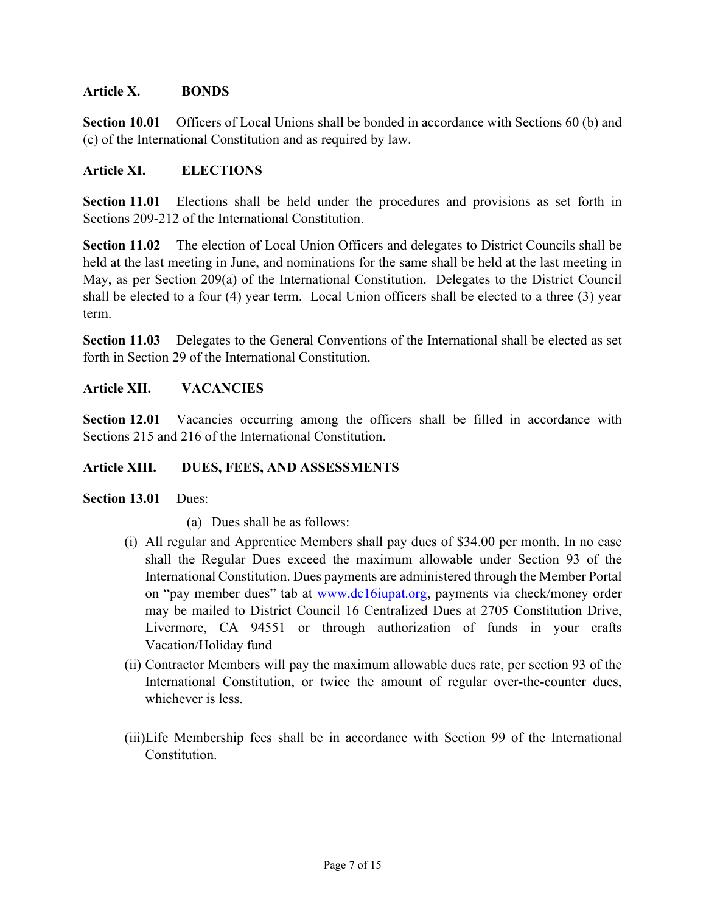**Article X. BONDS**

**Section 10.01** Officers of Local Unions shall be bonded in accordance with Sections 60 (b) and (c) of the International Constitution and as required by law.

**Article XI. ELECTIONS**

**Section 11.01** Elections shall be held under the procedures and provisions as set forth in Sections 209-212 of the International Constitution.

**Section 11.02** The election of Local Union Officers and delegates to District Councils shall be held at the last meeting in June, and nominations for the same shall be held at the last meeting in May, as per Section 209(a) of the International Constitution. Delegates to the District Council shall be elected to a four (4) year term. Local Union officers shall be elected to a three (3) year term.

**Section 11.03** Delegates to the General Conventions of the International shall be elected as set forth in Section 29 of the International Constitution.

**Article XII. VACANCIES**

**Section 12.01** Vacancies occurring among the officers shall be filled in accordance with Sections 215 and 216 of the International Constitution.

**Article XIII. DUES, FEES, AND ASSESSMENTS**

**Section 13.01** Dues:

(a) Dues shall be as follows:

(i) All regular and Apprentice Members shall pay dues of $34.00 per month. In no case shall the Regular Dues exceed the maximum allowable under Section 93 of the International Constitution. Dues payments are administered through the Member Portal on "pay member dues" tab at [www.dc16iupat.org](http://www.dc16iupat.org), payments via check/money order may be mailed to District Council 16 Centralized Dues at 2705 Constitution Drive, Livermore, CA 94551 or through authorization of funds in your crafts Vacation/Holiday fund

(ii) Contractor Members will pay the maximum allowable dues rate, per section 93 of the International Constitution, or twice the amount of regular over-the-counter dues, whichever is less.

(iii) Life Membership fees shall be in accordance with Section 99 of the International Constitution.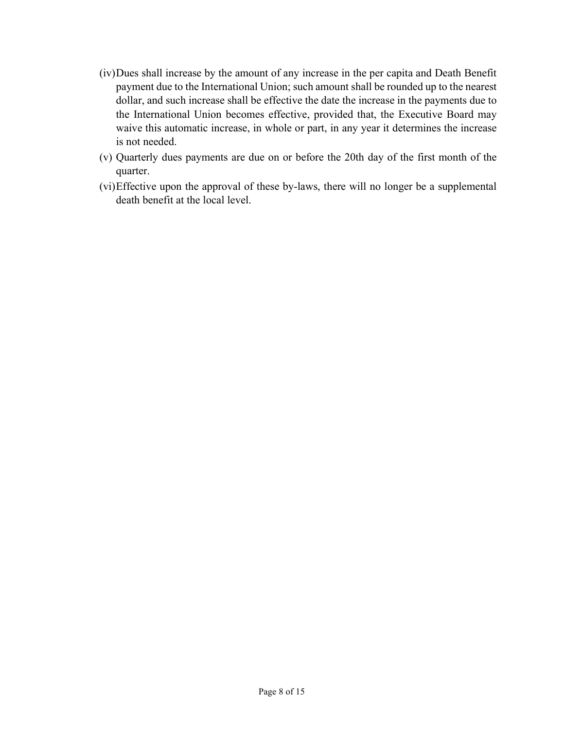(iv) Dues shall increase by the amount of any increase in the per capita and Death Benefit payment due to the International Union; such amount shall be rounded up to the nearest dollar, and such increase shall be effective the date the increase in the payments due to the International Union becomes effective, provided that, the Executive Board may waive this automatic increase, in whole or part, in any year it determines the increase is not needed.

(v) Quarterly dues payments are due on or before the 20th day of the first month of the quarter.

(vi) Effective upon the approval of these by-laws, there will no longer be a supplemental death benefit at the local level.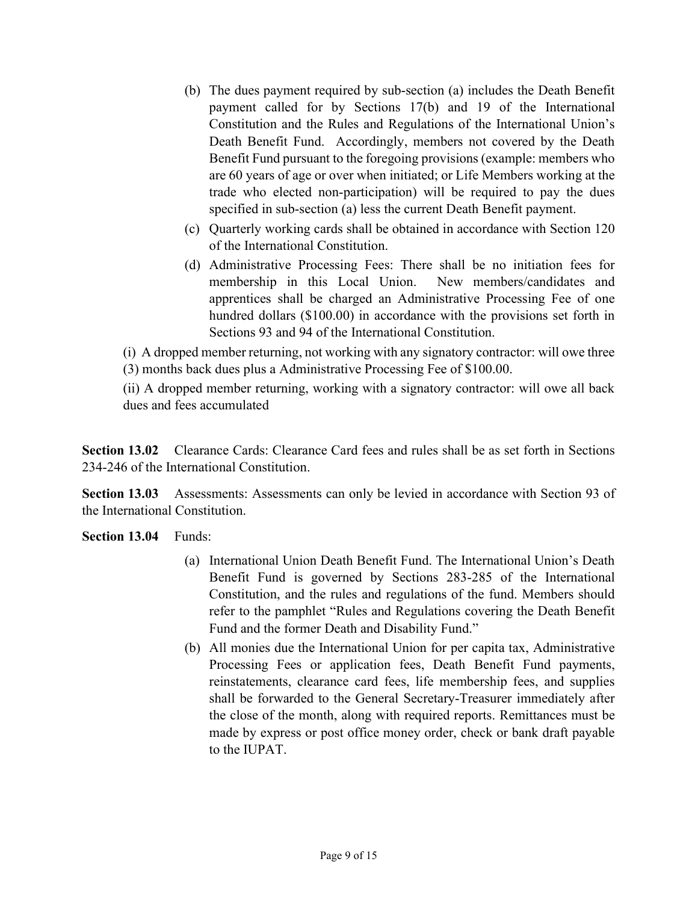(b) The dues payment required by sub-section (a) includes the Death Benefit payment called for by Sections 17(b) and 19 of the International Constitution and the Rules and Regulations of the International Union's Death Benefit Fund. Accordingly, members not covered by the Death Benefit Fund pursuant to the foregoing provisions (example: members who are 60 years of age or over when initiated; or Life Members working at the trade who elected non-participation) will be required to pay the dues specified in sub-section (a) less the current Death Benefit payment.

(c) Quarterly working cards shall be obtained in accordance with Section 120 of the International Constitution.

(d) Administrative Processing Fees: There shall be no initiation fees for membership in this Local Union. New members/candidates and apprentices shall be charged an Administrative Processing Fee of one hundred dollars ($100.00) in accordance with the provisions set forth in Sections 93 and 94 of the International Constitution.

(i) A dropped member returning, not working with any signatory contractor: will owe three (3) months back dues plus a Administrative Processing Fee of $100.00.

(ii) A dropped member returning, working with a signatory contractor: will owe all back dues and fees accumulated

**Section 13.02** Clearance Cards: Clearance Card fees and rules shall be as set forth in Sections 234-246 of the International Constitution.

**Section 13.03** Assessments: Assessments can only be levied in accordance with Section 93 of the International Constitution.

**Section 13.04** Funds:

(a) International Union Death Benefit Fund. The International Union's Death Benefit Fund is governed by Sections 283-285 of the International Constitution, and the rules and regulations of the fund. Members should refer to the pamphlet "Rules and Regulations covering the Death Benefit Fund and the former Death and Disability Fund."

(b) All monies due the International Union for per capita tax, Administrative Processing Fees or application fees, Death Benefit Fund payments, reinstatements, clearance card fees, life membership fees, and supplies shall be forwarded to the General Secretary-Treasurer immediately after the close of the month, along with required reports. Remittances must be made by express or post office money order, check or bank draft payable to the IUPAT.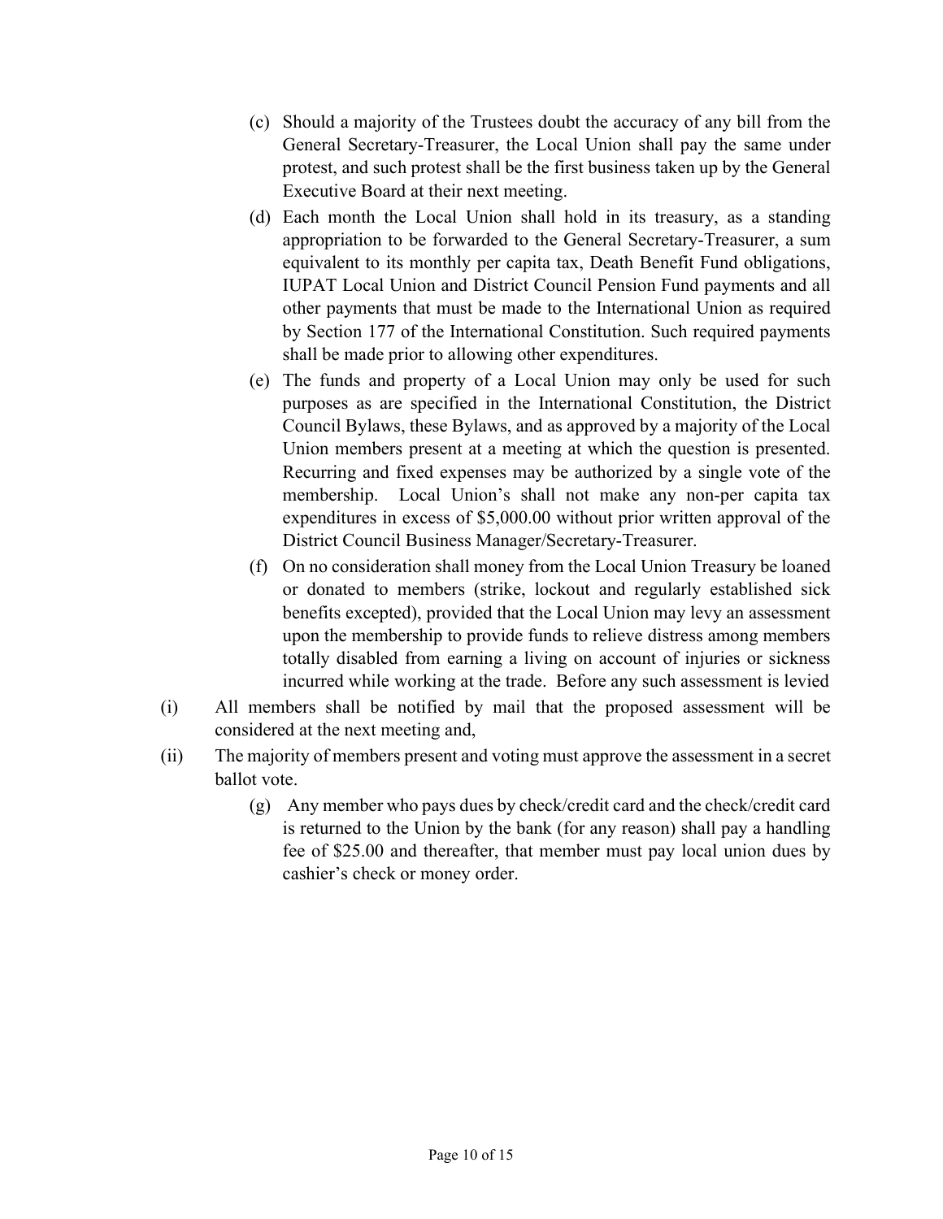(c) Should a majority of the Trustees doubt the accuracy of any bill from the General Secretary-Treasurer, the Local Union shall pay the same under protest, and such protest shall be the first business taken up by the General Executive Board at their next meeting.

(d) Each month the Local Union shall hold in its treasury, as a standing appropriation to be forwarded to the General Secretary-Treasurer, a sum equivalent to its monthly per capita tax, Death Benefit Fund obligations, IUPAT Local Union and District Council Pension Fund payments and all other payments that must be made to the International Union as required by Section 177 of the International Constitution. Such required payments shall be made prior to allowing other expenditures.

(e) The funds and property of a Local Union may only be used for such purposes as are specified in the International Constitution, the District Council Bylaws, these Bylaws, and as approved by a majority of the Local Union members present at a meeting at which the question is presented. Recurring and fixed expenses may be authorized by a single vote of the membership. Local Union's shall not make any non-per capita tax expenditures in excess of $5,000.00 without prior written approval of the District Council Business Manager/Secretary-Treasurer.

(f) On no consideration shall money from the Local Union Treasury be loaned or donated to members (strike, lockout and regularly established sick benefits excepted), provided that the Local Union may levy an assessment upon the membership to provide funds to relieve distress among members totally disabled from earning a living on account of injuries or sickness incurred while working at the trade. Before any such assessment is levied

(i) All members shall be notified by mail that the proposed assessment will be considered at the next meeting and,

(ii) The majority of members present and voting must approve the assessment in a secret ballot vote.

(g) Any member who pays dues by check/credit card and the check/credit card is returned to the Union by the bank (for any reason) shall pay a handling fee of $25.00 and thereafter, that member must pay local union dues by cashier's check or money order.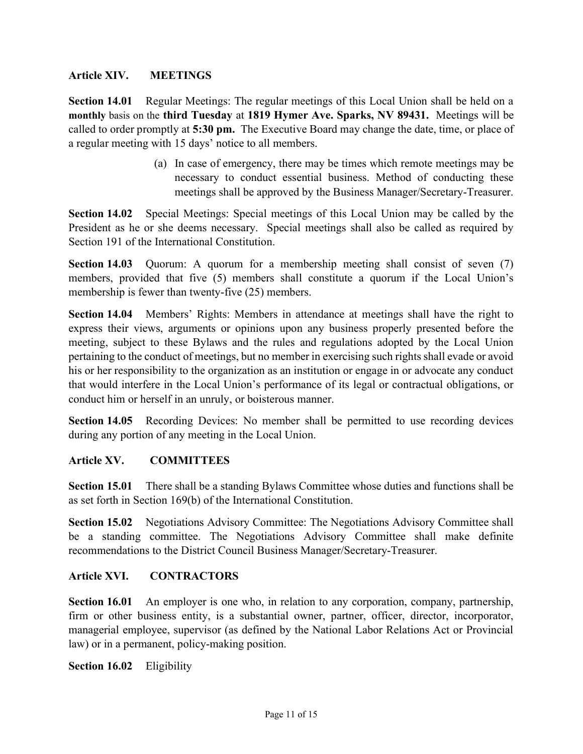## Article XIV. MEETINGS

**Section 14.01** Regular Meetings: The regular meetings of this Local Union shall be held on a **monthly** basis on the **third Tuesday** at **1819 Hymer Ave. Sparks, NV 89431.** Meetings will be called to order promptly at **5:30 pm.** The Executive Board may change the date, time, or place of a regular meeting with 15 days' notice to all members.

(a) In case of emergency, there may be times which remote meetings may be necessary to conduct essential business. Method of conducting these meetings shall be approved by the Business Manager/Secretary-Treasurer.

**Section 14.02** Special Meetings: Special meetings of this Local Union may be called by the President as he or she deems necessary. Special meetings shall also be called as required by Section 191 of the International Constitution.

**Section 14.03** Quorum: A quorum for a membership meeting shall consist of seven (7) members, provided that five (5) members shall constitute a quorum if the Local Union's membership is fewer than twenty-five (25) members.

**Section 14.04** Members' Rights: Members in attendance at meetings shall have the right to express their views, arguments or opinions upon any business properly presented before the meeting, subject to these Bylaws and the rules and regulations adopted by the Local Union pertaining to the conduct of meetings, but no member in exercising such rights shall evade or avoid his or her responsibility to the organization as an institution or engage in or advocate any conduct that would interfere in the Local Union's performance of its legal or contractual obligations, or conduct him or herself in an unruly, or boisterous manner.

**Section 14.05** Recording Devices: No member shall be permitted to use recording devices during any portion of any meeting in the Local Union.

## Article XV. COMMITTEES

**Section 15.01** There shall be a standing Bylaws Committee whose duties and functions shall be as set forth in Section 169(b) of the International Constitution.

**Section 15.02** Negotiations Advisory Committee: The Negotiations Advisory Committee shall be a standing committee. The Negotiations Advisory Committee shall make definite recommendations to the District Council Business Manager/Secretary-Treasurer.

## Article XVI. CONTRACTORS

**Section 16.01** An employer is one who, in relation to any corporation, company, partnership, firm or other business entity, is a substantial owner, partner, officer, director, incorporator, managerial employee, supervisor (as defined by the National Labor Relations Act or Provincial law) or in a permanent, policy-making position.

**Section 16.02** Eligibility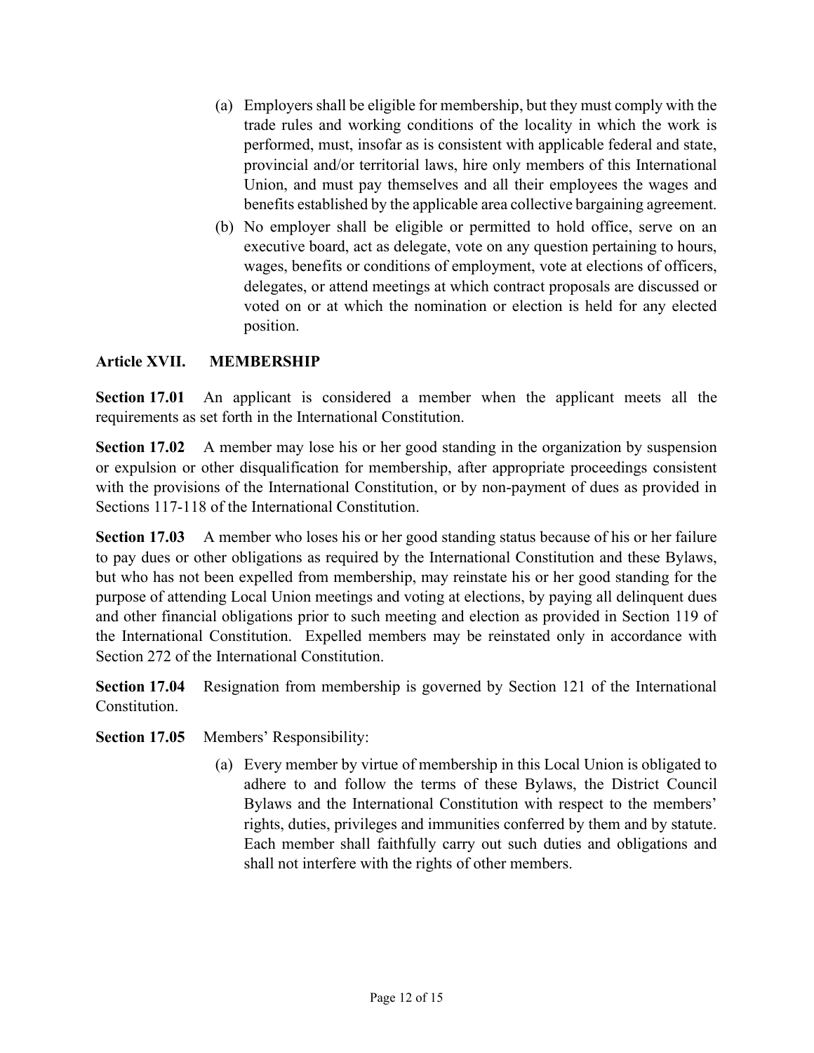(a) Employers shall be eligible for membership, but they must comply with the trade rules and working conditions of the locality in which the work is performed, must, insofar as is consistent with applicable federal and state, provincial and/or territorial laws, hire only members of this International Union, and must pay themselves and all their employees the wages and benefits established by the applicable area collective bargaining agreement.

(b) No employer shall be eligible or permitted to hold office, serve on an executive board, act as delegate, vote on any question pertaining to hours, wages, benefits or conditions of employment, vote at elections of officers, delegates, or attend meetings at which contract proposals are discussed or voted on or at which the nomination or election is held for any elected position.

## Article XVII. MEMBERSHIP

**Section 17.01** An applicant is considered a member when the applicant meets all the requirements as set forth in the International Constitution.

**Section 17.02** A member may lose his or her good standing in the organization by suspension or expulsion or other disqualification for membership, after appropriate proceedings consistent with the provisions of the International Constitution, or by non-payment of dues as provided in Sections 117-118 of the International Constitution.

**Section 17.03** A member who loses his or her good standing status because of his or her failure to pay dues or other obligations as required by the International Constitution and these Bylaws, but who has not been expelled from membership, may reinstate his or her good standing for the purpose of attending Local Union meetings and voting at elections, by paying all delinquent dues and other financial obligations prior to such meeting and election as provided in Section 119 of the International Constitution. Expelled members may be reinstated only in accordance with Section 272 of the International Constitution.

**Section 17.04** Resignation from membership is governed by Section 121 of the International Constitution.

**Section 17.05** Members' Responsibility:

(a) Every member by virtue of membership in this Local Union is obligated to adhere to and follow the terms of these Bylaws, the District Council Bylaws and the International Constitution with respect to the members' rights, duties, privileges and immunities conferred by them and by statute. Each member shall faithfully carry out such duties and obligations and shall not interfere with the rights of other members.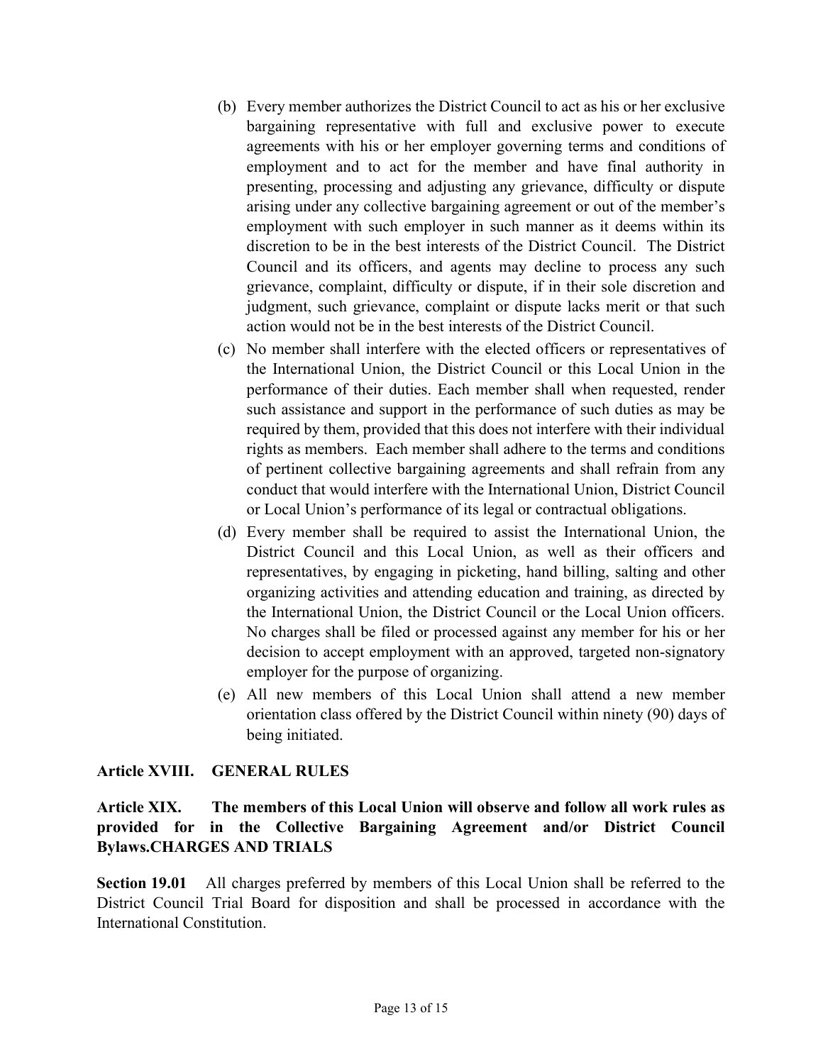(b) Every member authorizes the District Council to act as his or her exclusive bargaining representative with full and exclusive power to execute agreements with his or her employer governing terms and conditions of employment and to act for the member and have final authority in presenting, processing and adjusting any grievance, difficulty or dispute arising under any collective bargaining agreement or out of the member's employment with such employer in such manner as it deems within its discretion to be in the best interests of the District Council. The District Council and its officers, and agents may decline to process any such grievance, complaint, difficulty or dispute, if in their sole discretion and judgment, such grievance, complaint or dispute lacks merit or that such action would not be in the best interests of the District Council.

(c) No member shall interfere with the elected officers or representatives of the International Union, the District Council or this Local Union in the performance of their duties. Each member shall when requested, render such assistance and support in the performance of such duties as may be required by them, provided that this does not interfere with their individual rights as members. Each member shall adhere to the terms and conditions of pertinent collective bargaining agreements and shall refrain from any conduct that would interfere with the International Union, District Council or Local Union's performance of its legal or contractual obligations.

(d) Every member shall be required to assist the International Union, the District Council and this Local Union, as well as their officers and representatives, by engaging in picketing, hand billing, salting and other organizing activities and attending education and training, as directed by the International Union, the District Council or the Local Union officers. No charges shall be filed or processed against any member for his or her decision to accept employment with an approved, targeted non-signatory employer for the purpose of organizing.

(e) All new members of this Local Union shall attend a new member orientation class offered by the District Council within ninety (90) days of being initiated.

## Article XVIII. GENERAL RULES

## Article XIX. The members of this Local Union will observe and follow all work rules as provided for in the Collective Bargaining Agreement and/or District Council Bylaws.CHARGES AND TRIALS

**Section 19.01** All charges preferred by members of this Local Union shall be referred to the District Council Trial Board for disposition and shall be processed in accordance with the International Constitution.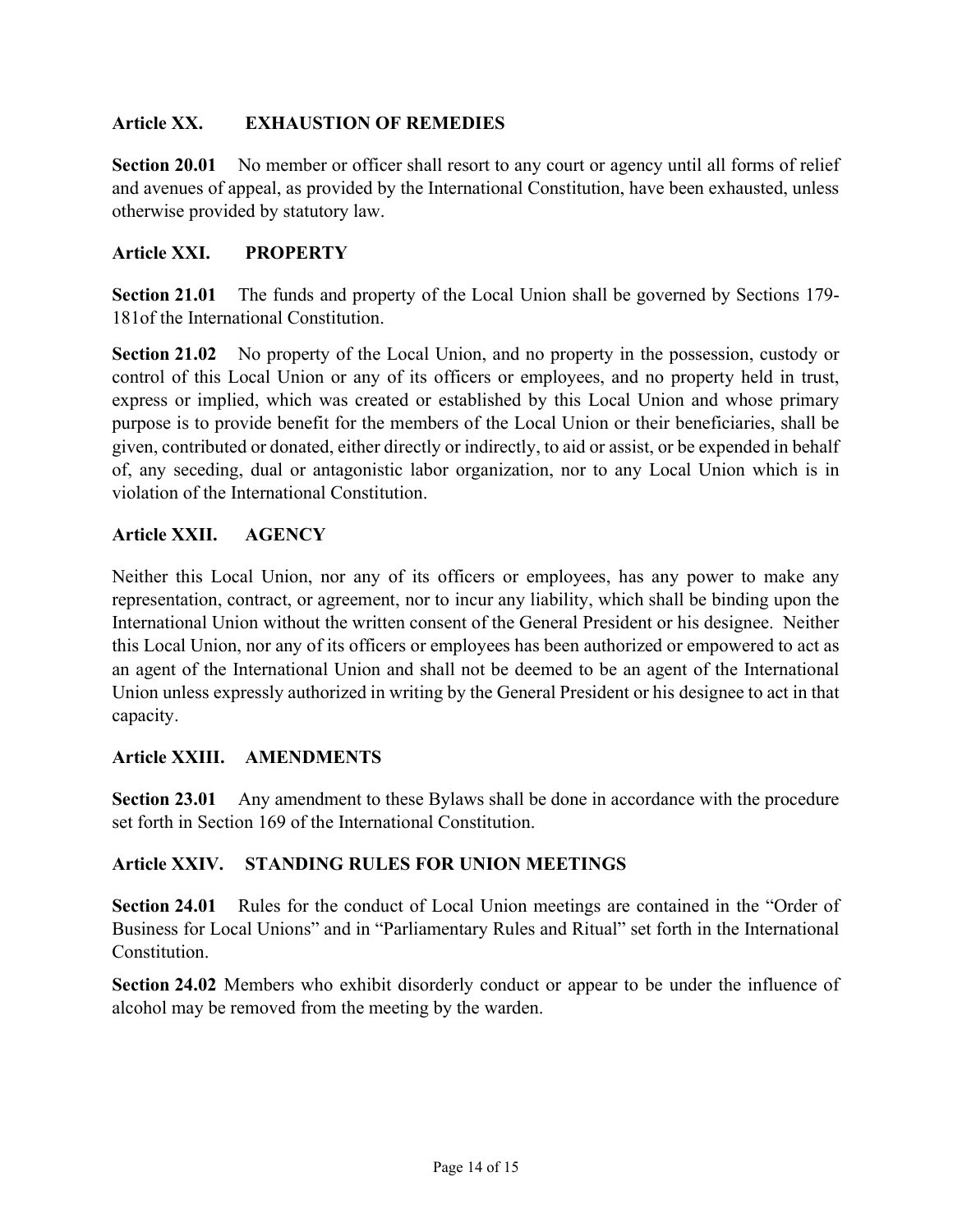## Article XX. EXHAUSTION OF REMEDIES

**Section 20.01** No member or officer shall resort to any court or agency until all forms of relief and avenues of appeal, as provided by the International Constitution, have been exhausted, unless otherwise provided by statutory law.

## Article XXI. PROPERTY

**Section 21.01** The funds and property of the Local Union shall be governed by Sections 179-181of the International Constitution.

**Section 21.02** No property of the Local Union, and no property in the possession, custody or control of this Local Union or any of its officers or employees, and no property held in trust, express or implied, which was created or established by this Local Union and whose primary purpose is to provide benefit for the members of the Local Union or their beneficiaries, shall be given, contributed or donated, either directly or indirectly, to aid or assist, or be expended in behalf of, any seceding, dual or antagonistic labor organization, nor to any Local Union which is in violation of the International Constitution.

## Article XXII. AGENCY

Neither this Local Union, nor any of its officers or employees, has any power to make any representation, contract, or agreement, nor to incur any liability, which shall be binding upon the International Union without the written consent of the General President or his designee. Neither this Local Union, nor any of its officers or employees has been authorized or empowered to act as an agent of the International Union and shall not be deemed to be an agent of the International Union unless expressly authorized in writing by the General President or his designee to act in that capacity.

## Article XXIII. AMENDMENTS

**Section 23.01** Any amendment to these Bylaws shall be done in accordance with the procedure set forth in Section 169 of the International Constitution.

## Article XXIV. STANDING RULES FOR UNION MEETINGS

**Section 24.01** Rules for the conduct of Local Union meetings are contained in the "Order of Business for Local Unions" and in "Parliamentary Rules and Ritual" set forth in the International Constitution.

**Section 24.02** Members who exhibit disorderly conduct or appear to be under the influence of alcohol may be removed from the meeting by the warden.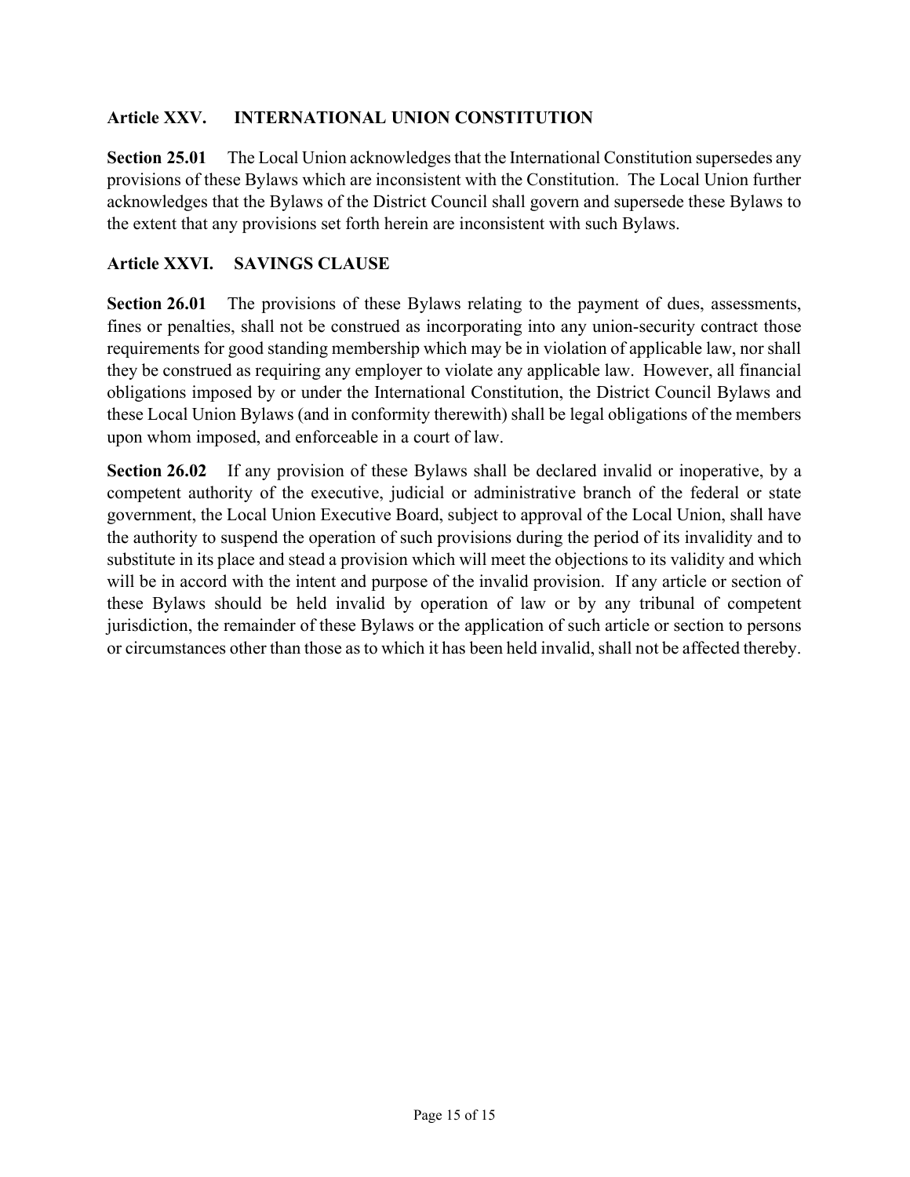## Article XXV. INTERNATIONAL UNION CONSTITUTION

**Section 25.01** The Local Union acknowledges that the International Constitution supersedes any provisions of these Bylaws which are inconsistent with the Constitution. The Local Union further acknowledges that the Bylaws of the District Council shall govern and supersede these Bylaws to the extent that any provisions set forth herein are inconsistent with such Bylaws.

## Article XXVI. SAVINGS CLAUSE

**Section 26.01** The provisions of these Bylaws relating to the payment of dues, assessments, fines or penalties, shall not be construed as incorporating into any union-security contract those requirements for good standing membership which may be in violation of applicable law, nor shall they be construed as requiring any employer to violate any applicable law. However, all financial obligations imposed by or under the International Constitution, the District Council Bylaws and these Local Union Bylaws (and in conformity therewith) shall be legal obligations of the members upon whom imposed, and enforceable in a court of law.

**Section 26.02** If any provision of these Bylaws shall be declared invalid or inoperative, by a competent authority of the executive, judicial or administrative branch of the federal or state government, the Local Union Executive Board, subject to approval of the Local Union, shall have the authority to suspend the operation of such provisions during the period of its invalidity and to substitute in its place and stead a provision which will meet the objections to its validity and which will be in accord with the intent and purpose of the invalid provision. If any article or section of these Bylaws should be held invalid by operation of law or by any tribunal of competent jurisdiction, the remainder of these Bylaws or the application of such article or section to persons or circumstances other than those as to which it has been held invalid, shall not be affected thereby.